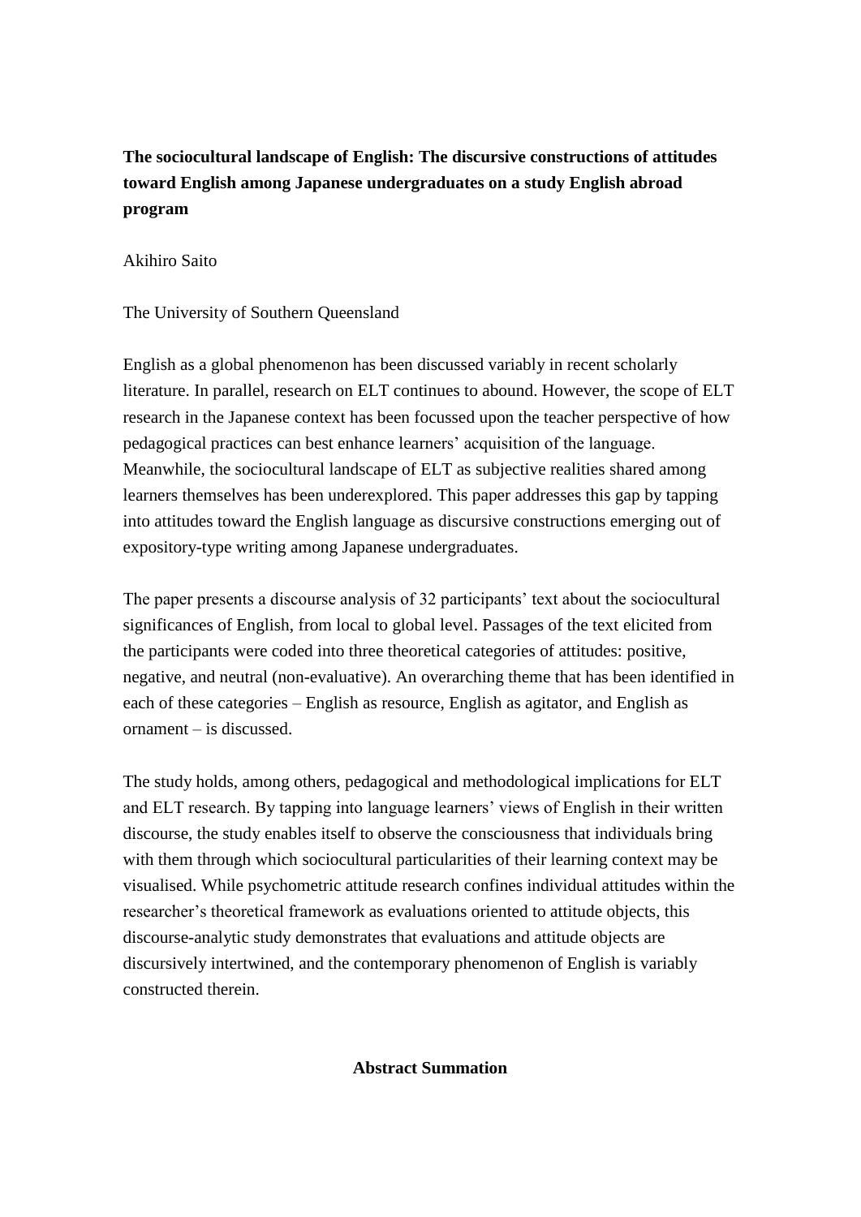**The sociocultural landscape of English: The discursive constructions of attitudes toward English among Japanese undergraduates on a study English abroad program**

Akihiro Saito

The University of Southern Queensland

English as a global phenomenon has been discussed variably in recent scholarly literature. In parallel, research on ELT continues to abound. However, the scope of ELT research in the Japanese context has been focussed upon the teacher perspective of how pedagogical practices can best enhance learners' acquisition of the language. Meanwhile, the sociocultural landscape of ELT as subjective realities shared among learners themselves has been underexplored. This paper addresses this gap by tapping into attitudes toward the English language as discursive constructions emerging out of expository-type writing among Japanese undergraduates.

The paper presents a discourse analysis of 32 participants' text about the sociocultural significances of English, from local to global level. Passages of the text elicited from the participants were coded into three theoretical categories of attitudes: positive, negative, and neutral (non-evaluative). An overarching theme that has been identified in each of these categories – English as resource, English as agitator, and English as ornament – is discussed.

The study holds, among others, pedagogical and methodological implications for ELT and ELT research. By tapping into language learners' views of English in their written discourse, the study enables itself to observe the consciousness that individuals bring with them through which sociocultural particularities of their learning context may be visualised. While psychometric attitude research confines individual attitudes within the researcher's theoretical framework as evaluations oriented to attitude objects, this discourse-analytic study demonstrates that evaluations and attitude objects are discursively intertwined, and the contemporary phenomenon of English is variably constructed therein.

**Abstract Summation**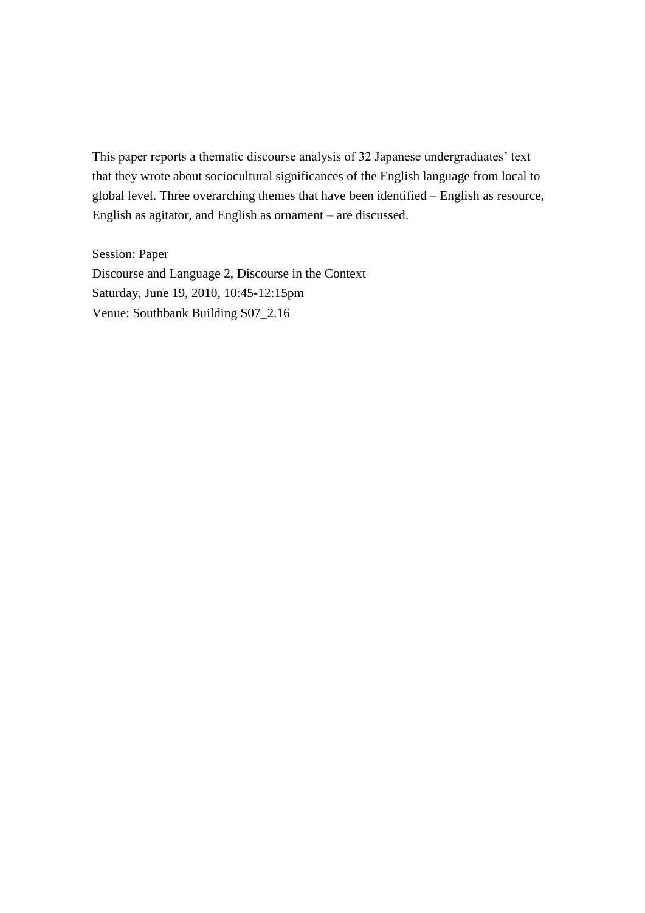This paper reports a thematic discourse analysis of 32 Japanese undergraduates' text that they wrote about sociocultural significances of the English language from local to global level. Three overarching themes that have been identified – English as resource, English as agitator, and English as ornament – are discussed.

Session: Paper
Discourse and Language 2, Discourse in the Context
Saturday, June 19, 2010, 10:45-12:15pm
Venue: Southbank Building S07_2.16